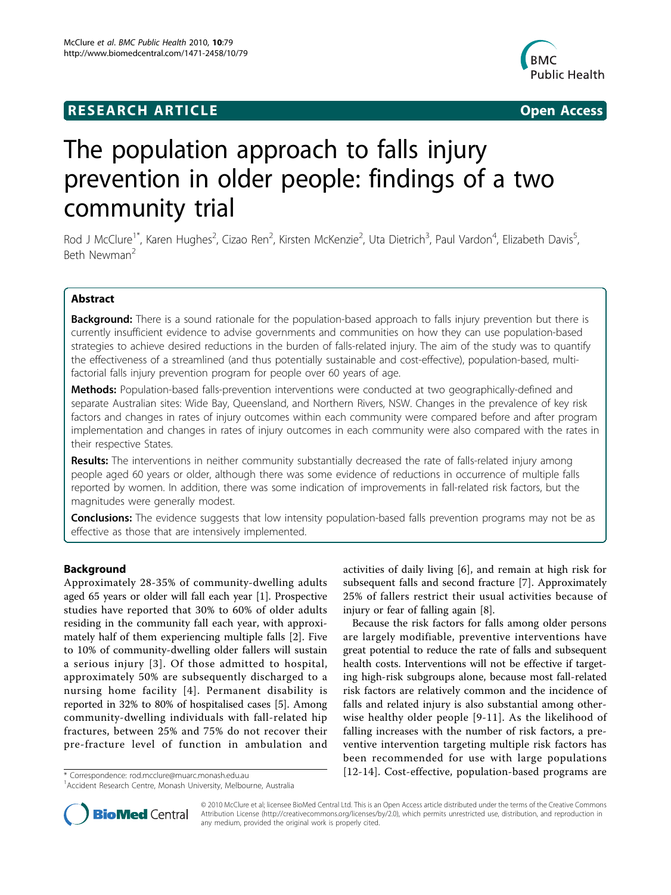RESEARCH ARTICLE | Open Access

# The population approach to falls injury prevention in older people: findings of a two community trial

Rod J McClure[1*], Karen Hughes[2], Cizao Ren[2], Kirsten McKenzie[2], Uta Dietrich[3], Paul Vardon[4], Elizabeth Davis[5], Beth Newman[2]

## Abstract

**Background:** There is a sound rationale for the population-based approach to falls injury prevention but there is currently insufficient evidence to advise governments and communities on how they can use population-based strategies to achieve desired reductions in the burden of falls-related injury. The aim of the study was to quantify the effectiveness of a streamlined (and thus potentially sustainable and cost-effective), population-based, multi-factorial falls injury prevention program for people over 60 years of age.

**Methods:** Population-based falls-prevention interventions were conducted at two geographically-defined and separate Australian sites: Wide Bay, Queensland, and Northern Rivers, NSW. Changes in the prevalence of key risk factors and changes in rates of injury outcomes within each community were compared before and after program implementation and changes in rates of injury outcomes in each community were also compared with the rates in their respective States.

**Results:** The interventions in neither community substantially decreased the rate of falls-related injury among people aged 60 years or older, although there was some evidence of reductions in occurrence of multiple falls reported by women. In addition, there was some indication of improvements in fall-related risk factors, but the magnitudes were generally modest.

**Conclusions:** The evidence suggests that low intensity population-based falls prevention programs may not be as effective as those that are intensively implemented.

## Background

Approximately 28-35% of community-dwelling adults aged 65 years or older will fall each year [1]. Prospective studies have reported that 30% to 60% of older adults residing in the community fall each year, with approximately half of them experiencing multiple falls [2]. Five to 10% of community-dwelling older fallers will sustain a serious injury [3]. Of those admitted to hospital, approximately 50% are subsequently discharged to a nursing home facility [4]. Permanent disability is reported in 32% to 80% of hospitalised cases [5]. Among community-dwelling individuals with fall-related hip fractures, between 25% and 75% do not recover their pre-fracture level of function in ambulation and activities of daily living [6], and remain at high risk for subsequent falls and second fracture [7]. Approximately 25% of fallers restrict their usual activities because of injury or fear of falling again [8].

Because the risk factors for falls among older persons are largely modifiable, preventive interventions have great potential to reduce the rate of falls and subsequent health costs. Interventions will not be effective if targeting high-risk subgroups alone, because most fall-related risk factors are relatively common and the incidence of falls and related injury is also substantial among otherwise healthy older people [9-11]. As the likelihood of falling increases with the number of risk factors, a preventive intervention targeting multiple risk factors has been recommended for use with large populations [12-14]. Cost-effective, population-based programs are

\* Correspondence: rod.mcclure@muarc.monash.edu.au
[1]Accident Research Centre, Monash University, Melbourne, Australia

© 2010 McClure et al; licensee BioMed Central Ltd. This is an Open Access article distributed under the terms of the Creative Commons Attribution License (http://creativecommons.org/licenses/by/2.0), which permits unrestricted use, distribution, and reproduction in any medium, provided the original work is properly cited.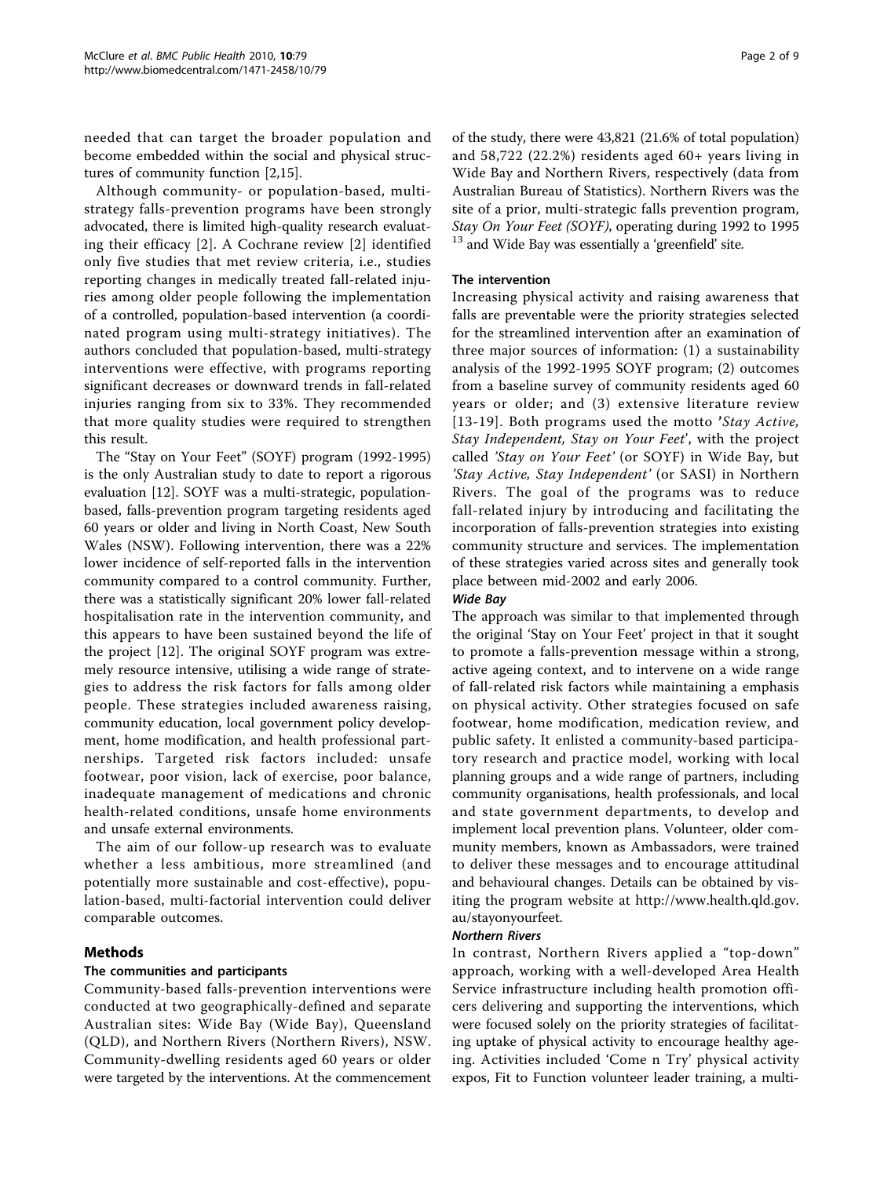needed that can target the broader population and become embedded within the social and physical structures of community function [2,15].

Although community- or population-based, multi-strategy falls-prevention programs have been strongly advocated, there is limited high-quality research evaluating their efficacy [2]. A Cochrane review [2] identified only five studies that met review criteria, i.e., studies reporting changes in medically treated fall-related injuries among older people following the implementation of a controlled, population-based intervention (a coordinated program using multi-strategy initiatives). The authors concluded that population-based, multi-strategy interventions were effective, with programs reporting significant decreases or downward trends in fall-related injuries ranging from six to 33%. They recommended that more quality studies were required to strengthen this result.

The "Stay on Your Feet" (SOYF) program (1992-1995) is the only Australian study to date to report a rigorous evaluation [12]. SOYF was a multi-strategic, population-based, falls-prevention program targeting residents aged 60 years or older and living in North Coast, New South Wales (NSW). Following intervention, there was a 22% lower incidence of self-reported falls in the intervention community compared to a control community. Further, there was a statistically significant 20% lower fall-related hospitalisation rate in the intervention community, and this appears to have been sustained beyond the life of the project [12]. The original SOYF program was extremely resource intensive, utilising a wide range of strategies to address the risk factors for falls among older people. These strategies included awareness raising, community education, local government policy development, home modification, and health professional partnerships. Targeted risk factors included: unsafe footwear, poor vision, lack of exercise, poor balance, inadequate management of medications and chronic health-related conditions, unsafe home environments and unsafe external environments.

The aim of our follow-up research was to evaluate whether a less ambitious, more streamlined (and potentially more sustainable and cost-effective), population-based, multi-factorial intervention could deliver comparable outcomes.

## Methods

### The communities and participants

Community-based falls-prevention interventions were conducted at two geographically-defined and separate Australian sites: Wide Bay (Wide Bay), Queensland (QLD), and Northern Rivers (Northern Rivers), NSW. Community-dwelling residents aged 60 years or older were targeted by the interventions. At the commencement of the study, there were 43,821 (21.6% of total population) and 58,722 (22.2%) residents aged 60+ years living in Wide Bay and Northern Rivers, respectively (data from Australian Bureau of Statistics). Northern Rivers was the site of a prior, multi-strategic falls prevention program, *Stay On Your Feet (SOYF)*, operating during 1992 to 1995 [13] and Wide Bay was essentially a 'greenfield' site.

### The intervention

Increasing physical activity and raising awareness that falls are preventable were the priority strategies selected for the streamlined intervention after an examination of three major sources of information: (1) a sustainability analysis of the 1992-1995 SOYF program; (2) outcomes from a baseline survey of community residents aged 60 years or older; and (3) extensive literature review [13-19]. Both programs used the motto '*Stay Active, Stay Independent, Stay on Your Feet*', with the project called *'Stay on Your Feet'* (or SOYF) in Wide Bay, but *'Stay Active, Stay Independent'* (or SASI) in Northern Rivers. The goal of the programs was to reduce fall-related injury by introducing and facilitating the incorporation of falls-prevention strategies into existing community structure and services. The implementation of these strategies varied across sites and generally took place between mid-2002 and early 2006.

#### *Wide Bay*

The approach was similar to that implemented through the original 'Stay on Your Feet' project in that it sought to promote a falls-prevention message within a strong, active ageing context, and to intervene on a wide range of fall-related risk factors while maintaining a emphasis on physical activity. Other strategies focused on safe footwear, home modification, medication review, and public safety. It enlisted a community-based participatory research and practice model, working with local planning groups and a wide range of partners, including community organisations, health professionals, and local and state government departments, to develop and implement local prevention plans. Volunteer, older community members, known as Ambassadors, were trained to deliver these messages and to encourage attitudinal and behavioural changes. Details can be obtained by visiting the program website at http://www.health.qld.gov.au/stayonyourfeet.

#### *Northern Rivers*

In contrast, Northern Rivers applied a "top-down" approach, working with a well-developed Area Health Service infrastructure including health promotion officers delivering and supporting the interventions, which were focused solely on the priority strategies of facilitating uptake of physical activity to encourage healthy ageing. Activities included 'Come n Try' physical activity expos, Fit to Function volunteer leader training, a multi-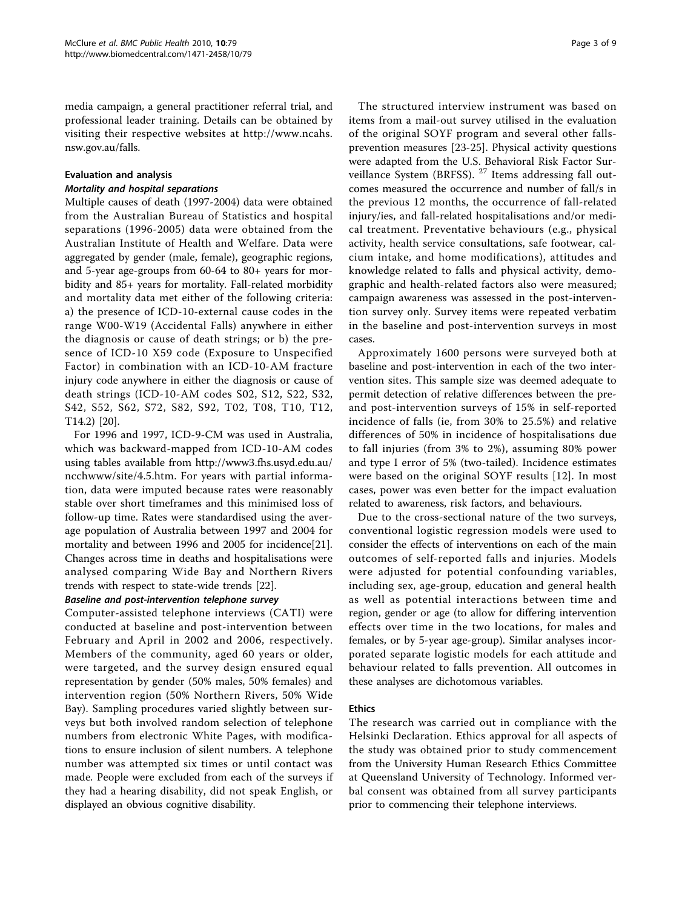media campaign, a general practitioner referral trial, and professional leader training. Details can be obtained by visiting their respective websites at http://www.ncahs.nsw.gov.au/falls.

## Evaluation and analysis

### Mortality and hospital separations

Multiple causes of death (1997-2004) data were obtained from the Australian Bureau of Statistics and hospital separations (1996-2005) data were obtained from the Australian Institute of Health and Welfare. Data were aggregated by gender (male, female), geographic regions, and 5-year age-groups from 60-64 to 80+ years for morbidity and 85+ years for mortality. Fall-related morbidity and mortality data met either of the following criteria: a) the presence of ICD-10-external cause codes in the range W00-W19 (Accidental Falls) anywhere in either the diagnosis or cause of death strings; or b) the presence of ICD-10 X59 code (Exposure to Unspecified Factor) in combination with an ICD-10-AM fracture injury code anywhere in either the diagnosis or cause of death strings (ICD-10-AM codes S02, S12, S22, S32, S42, S52, S62, S72, S82, S92, T02, T08, T10, T12, T14.2) [20].

For 1996 and 1997, ICD-9-CM was used in Australia, which was backward-mapped from ICD-10-AM codes using tables available from http://www3.fhs.usyd.edu.au/ncchwww/site/4.5.htm. For years with partial information, data were imputed because rates were reasonably stable over short timeframes and this minimised loss of follow-up time. Rates were standardised using the average population of Australia between 1997 and 2004 for mortality and between 1996 and 2005 for incidence[21]. Changes across time in deaths and hospitalisations were analysed comparing Wide Bay and Northern Rivers trends with respect to state-wide trends [22].

### Baseline and post-intervention telephone survey

Computer-assisted telephone interviews (CATI) were conducted at baseline and post-intervention between February and April in 2002 and 2006, respectively. Members of the community, aged 60 years or older, were targeted, and the survey design ensured equal representation by gender (50% males, 50% females) and intervention region (50% Northern Rivers, 50% Wide Bay). Sampling procedures varied slightly between surveys but both involved random selection of telephone numbers from electronic White Pages, with modifications to ensure inclusion of silent numbers. A telephone number was attempted six times or until contact was made. People were excluded from each of the surveys if they had a hearing disability, did not speak English, or displayed an obvious cognitive disability.

The structured interview instrument was based on items from a mail-out survey utilised in the evaluation of the original SOYF program and several other falls-prevention measures [23-25]. Physical activity questions were adapted from the U.S. Behavioral Risk Factor Surveillance System (BRFSS). [27] Items addressing fall outcomes measured the occurrence and number of fall/s in the previous 12 months, the occurrence of fall-related injury/ies, and fall-related hospitalisations and/or medical treatment. Preventative behaviours (e.g., physical activity, health service consultations, safe footwear, calcium intake, and home modifications), attitudes and knowledge related to falls and physical activity, demographic and health-related factors also were measured; campaign awareness was assessed in the post-intervention survey only. Survey items were repeated verbatim in the baseline and post-intervention surveys in most cases.

Approximately 1600 persons were surveyed both at baseline and post-intervention in each of the two intervention sites. This sample size was deemed adequate to permit detection of relative differences between the pre- and post-intervention surveys of 15% in self-reported incidence of falls (ie, from 30% to 25.5%) and relative differences of 50% in incidence of hospitalisations due to fall injuries (from 3% to 2%), assuming 80% power and type I error of 5% (two-tailed). Incidence estimates were based on the original SOYF results [12]. In most cases, power was even better for the impact evaluation related to awareness, risk factors, and behaviours.

Due to the cross-sectional nature of the two surveys, conventional logistic regression models were used to consider the effects of interventions on each of the main outcomes of self-reported falls and injuries. Models were adjusted for potential confounding variables, including sex, age-group, education and general health as well as potential interactions between time and region, gender or age (to allow for differing intervention effects over time in the two locations, for males and females, or by 5-year age-group). Similar analyses incorporated separate logistic models for each attitude and behaviour related to falls prevention. All outcomes in these analyses are dichotomous variables.

## Ethics

The research was carried out in compliance with the Helsinki Declaration. Ethics approval for all aspects of the study was obtained prior to study commencement from the University Human Research Ethics Committee at Queensland University of Technology. Informed verbal consent was obtained from all survey participants prior to commencing their telephone interviews.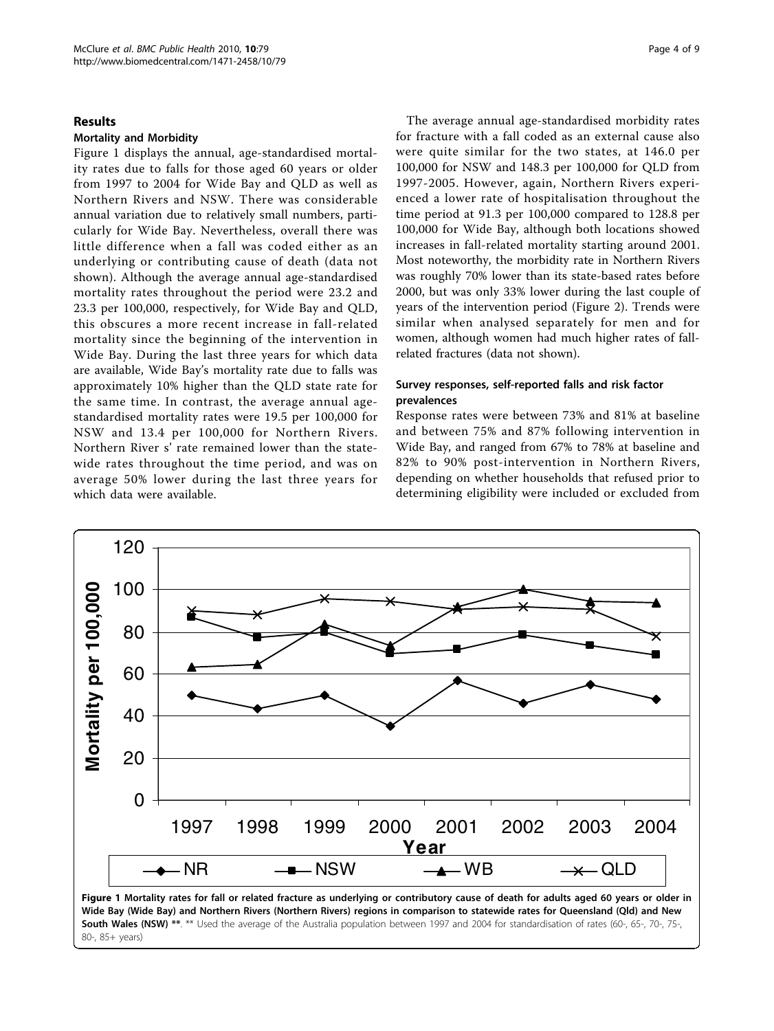## Results

### Mortality and Morbidity

Figure 1 displays the annual, age-standardised mortality rates due to falls for those aged 60 years or older from 1997 to 2004 for Wide Bay and QLD as well as Northern Rivers and NSW. There was considerable annual variation due to relatively small numbers, particularly for Wide Bay. Nevertheless, overall there was little difference when a fall was coded either as an underlying or contributing cause of death (data not shown). Although the average annual age-standardised mortality rates throughout the period were 23.2 and 23.3 per 100,000, respectively, for Wide Bay and QLD, this obscures a more recent increase in fall-related mortality since the beginning of the intervention in Wide Bay. During the last three years for which data are available, Wide Bay's mortality rate due to falls was approximately 10% higher than the QLD state rate for the same time. In contrast, the average annual age-standardised mortality rates were 19.5 per 100,000 for NSW and 13.4 per 100,000 for Northern Rivers. Northern River s' rate remained lower than the state-wide rates throughout the time period, and was on average 50% lower during the last three years for which data were available.

The average annual age-standardised morbidity rates for fracture with a fall coded as an external cause also were quite similar for the two states, at 146.0 per 100,000 for NSW and 148.3 per 100,000 for QLD from 1997-2005. However, again, Northern Rivers experienced a lower rate of hospitalisation throughout the time period at 91.3 per 100,000 compared to 128.8 per 100,000 for Wide Bay, although both locations showed increases in fall-related mortality starting around 2001. Most noteworthy, the morbidity rate in Northern Rivers was roughly 70% lower than its state-based rates before 2000, but was only 33% lower during the last couple of years of the intervention period (Figure 2). Trends were similar when analysed separately for men and for women, although women had much higher rates of fall-related fractures (data not shown).

### Survey responses, self-reported falls and risk factor prevalences

Response rates were between 73% and 81% at baseline and between 75% and 87% following intervention in Wide Bay, and ranged from 67% to 78% at baseline and 82% to 90% post-intervention in Northern Rivers, depending on whether households that refused prior to determining eligibility were included or excluded from

**Figure 1 Mortality rates for fall or related fracture as underlying or contributory cause of death for adults aged 60 years or older in Wide Bay (Wide Bay) and Northern Rivers (Northern Rivers) regions in comparison to statewide rates for Queensland (Qld) and New South Wales (NSW) \*\***. \*\* Used the average of the Australia population between 1997 and 2004 for standardisation of rates (60-, 65-, 70-, 75-, 80-, 85+ years)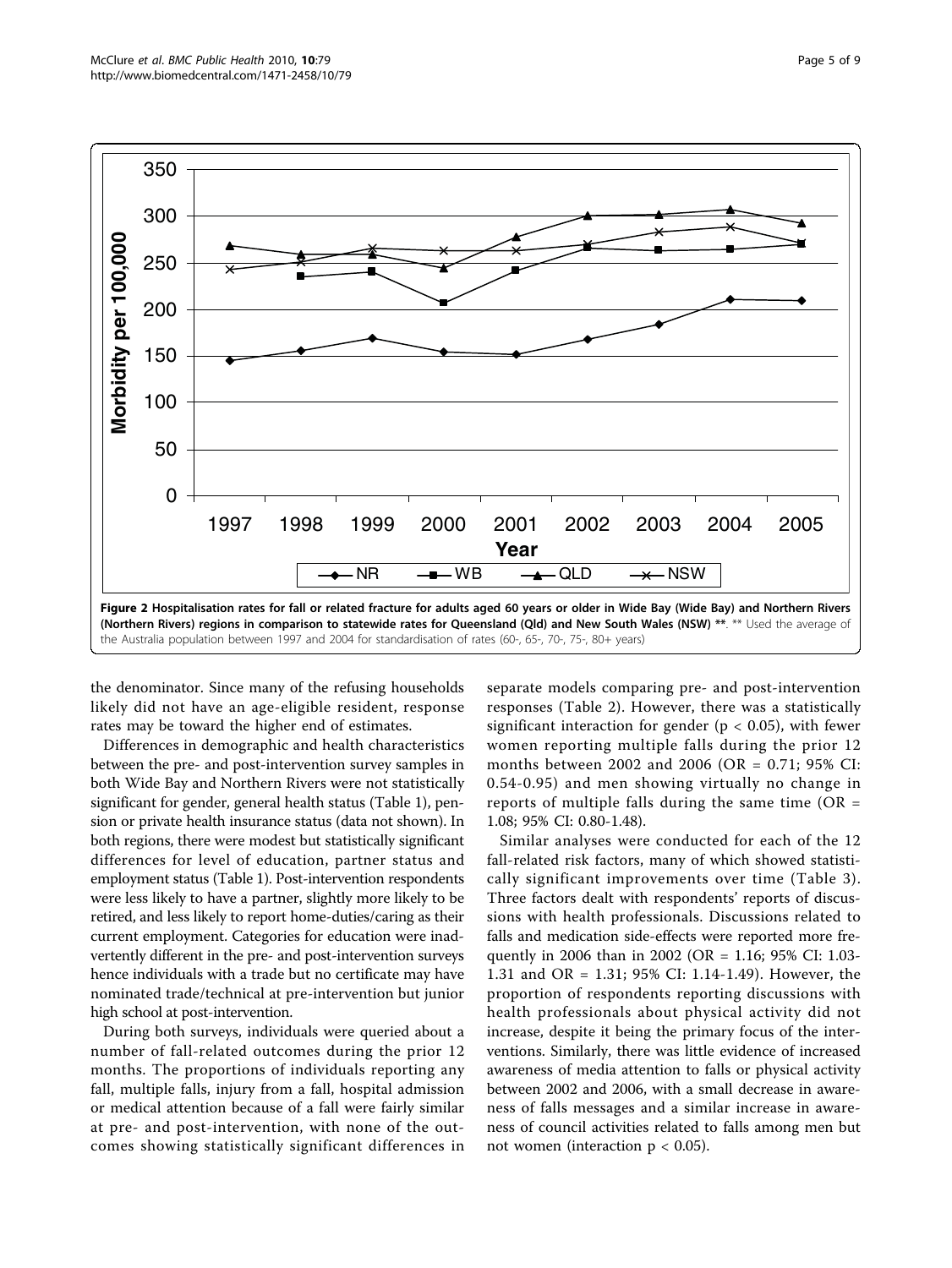**Figure 2 Hospitalisation rates for fall or related fracture for adults aged 60 years or older in Wide Bay (Wide Bay) and Northern Rivers (Northern Rivers) regions in comparison to statewide rates for Queensland (Qld) and New South Wales (NSW) \*\***. \*\* Used the average of the Australia population between 1997 and 2004 for standardisation of rates (60-, 65-, 70-, 75-, 80+ years)

the denominator. Since many of the refusing households likely did not have an age-eligible resident, response rates may be toward the higher end of estimates.

Differences in demographic and health characteristics between the pre- and post-intervention survey samples in both Wide Bay and Northern Rivers were not statistically significant for gender, general health status (Table 1), pension or private health insurance status (data not shown). In both regions, there were modest but statistically significant differences for level of education, partner status and employment status (Table 1). Post-intervention respondents were less likely to have a partner, slightly more likely to be retired, and less likely to report home-duties/caring as their current employment. Categories for education were inadvertently different in the pre- and post-intervention surveys hence individuals with a trade but no certificate may have nominated trade/technical at pre-intervention but junior high school at post-intervention.

During both surveys, individuals were queried about a number of fall-related outcomes during the prior 12 months. The proportions of individuals reporting any fall, multiple falls, injury from a fall, hospital admission or medical attention because of a fall were fairly similar at pre- and post-intervention, with none of the outcomes showing statistically significant differences in separate models comparing pre- and post-intervention responses (Table 2). However, there was a statistically significant interaction for gender ($p < 0.05$), with fewer women reporting multiple falls during the prior 12 months between 2002 and 2006 (OR = 0.71; 95% CI: 0.54-0.95) and men showing virtually no change in reports of multiple falls during the same time (OR = 1.08; 95% CI: 0.80-1.48).

Similar analyses were conducted for each of the 12 fall-related risk factors, many of which showed statistically significant improvements over time (Table 3). Three factors dealt with respondents' reports of discussions with health professionals. Discussions related to falls and medication side-effects were reported more frequently in 2006 than in 2002 (OR = 1.16; 95% CI: 1.03-1.31 and OR = 1.31; 95% CI: 1.14-1.49). However, the proportion of respondents reporting discussions with health professionals about physical activity did not increase, despite it being the primary focus of the interventions. Similarly, there was little evidence of increased awareness of media attention to falls or physical activity between 2002 and 2006, with a small decrease in awareness of falls messages and a similar increase in awareness of council activities related to falls among men but not women (interaction $p < 0.05$).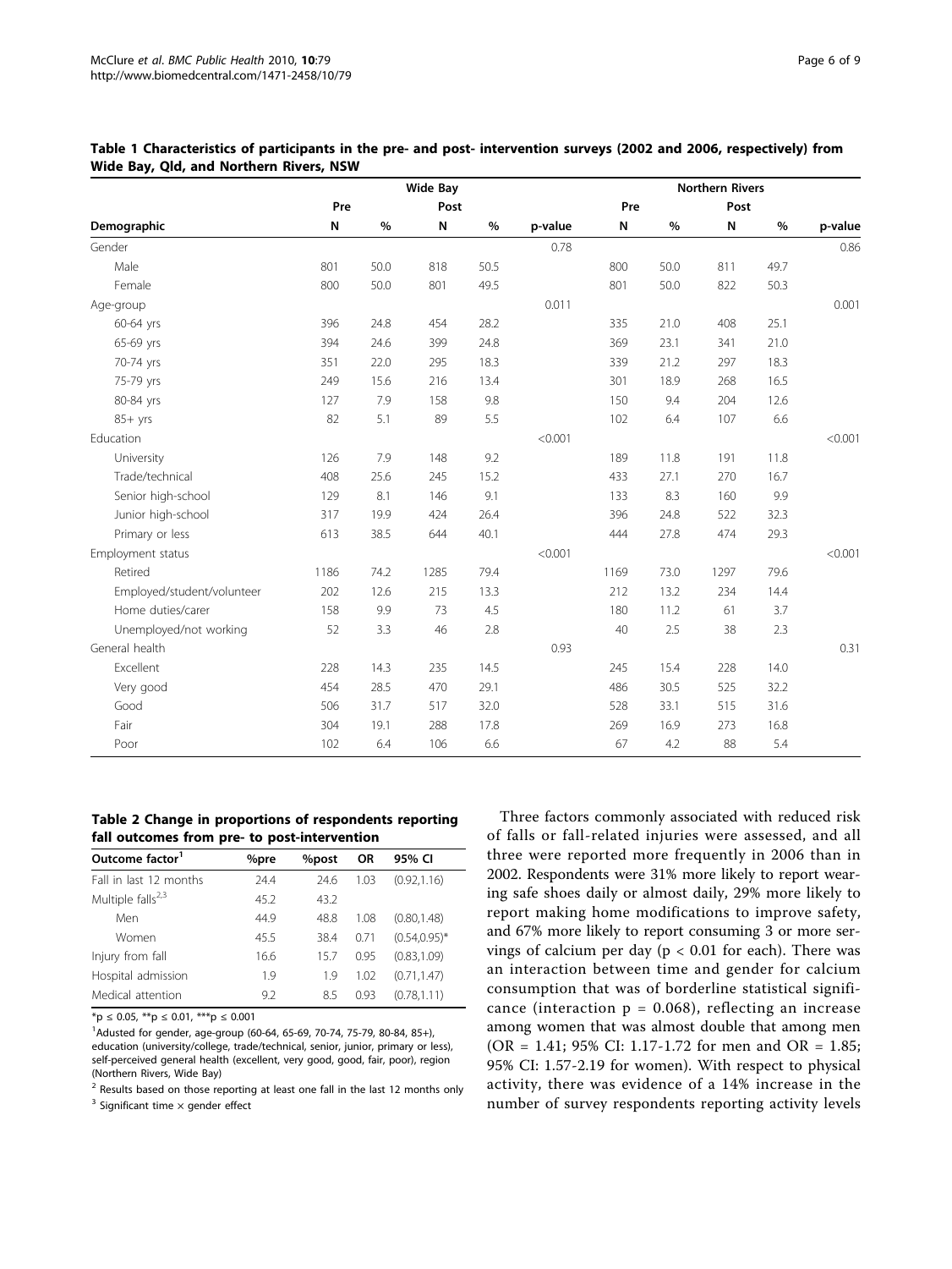**Table 1 Characteristics of participants in the pre- and post- intervention surveys (2002 and 2006, respectively) from Wide Bay, Qld, and Northern Rivers, NSW**

| | Wide Bay | | | | | Northern Rivers | | | | |
|---|---|---|---|---|---|---|---|---|---|---|
| | Pre | | Post | | | Pre | | Post | | |
| Demographic | N | % | N | % | p-value | N | % | N | % | p-value |
| Gender | | | | | 0.78 | | | | | 0.86 |
| Male | 801 | 50.0 | 818 | 50.5 | | 800 | 50.0 | 811 | 49.7 | |
| Female | 800 | 50.0 | 801 | 49.5 | | 801 | 50.0 | 822 | 50.3 | |
| Age-group | | | | | 0.011 | | | | | 0.001 |
| 60-64 yrs | 396 | 24.8 | 454 | 28.2 | | 335 | 21.0 | 408 | 25.1 | |
| 65-69 yrs | 394 | 24.6 | 399 | 24.8 | | 369 | 23.1 | 341 | 21.0 | |
| 70-74 yrs | 351 | 22.0 | 295 | 18.3 | | 339 | 21.2 | 297 | 18.3 | |
| 75-79 yrs | 249 | 15.6 | 216 | 13.4 | | 301 | 18.9 | 268 | 16.5 | |
| 80-84 yrs | 127 | 7.9 | 158 | 9.8 | | 150 | 9.4 | 204 | 12.6 | |
| 85+ yrs | 82 | 5.1 | 89 | 5.5 | | 102 | 6.4 | 107 | 6.6 | |
| Education | | | | | <0.001 | | | | | <0.001 |
| University | 126 | 7.9 | 148 | 9.2 | | 189 | 11.8 | 191 | 11.8 | |
| Trade/technical | 408 | 25.6 | 245 | 15.2 | | 433 | 27.1 | 270 | 16.7 | |
| Senior high-school | 129 | 8.1 | 146 | 9.1 | | 133 | 8.3 | 160 | 9.9 | |
| Junior high-school | 317 | 19.9 | 424 | 26.4 | | 396 | 24.8 | 522 | 32.3 | |
| Primary or less | 613 | 38.5 | 644 | 40.1 | | 444 | 27.8 | 474 | 29.3 | |
| Employment status | | | | | <0.001 | | | | | <0.001 |
| Retired | 1186 | 74.2 | 1285 | 79.4 | | 1169 | 73.0 | 1297 | 79.6 | |
| Employed/student/volunteer | 202 | 12.6 | 215 | 13.3 | | 212 | 13.2 | 234 | 14.4 | |
| Home duties/carer | 158 | 9.9 | 73 | 4.5 | | 180 | 11.2 | 61 | 3.7 | |
| Unemployed/not working | 52 | 3.3 | 46 | 2.8 | | 40 | 2.5 | 38 | 2.3 | |
| General health | | | | | 0.93 | | | | | 0.31 |
| Excellent | 228 | 14.3 | 235 | 14.5 | | 245 | 15.4 | 228 | 14.0 | |
| Very good | 454 | 28.5 | 470 | 29.1 | | 486 | 30.5 | 525 | 32.2 | |
| Good | 506 | 31.7 | 517 | 32.0 | | 528 | 33.1 | 515 | 31.6 | |
| Fair | 304 | 19.1 | 288 | 17.8 | | 269 | 16.9 | 273 | 16.8 | |
| Poor | 102 | 6.4 | 106 | 6.6 | | 67 | 4.2 | 88 | 5.4 | |

**Table 2 Change in proportions of respondents reporting fall outcomes from pre- to post-intervention**

| Outcome factor[1] | %pre | %post | OR | 95% CI |
|---|---|---|---|---|
| Fall in last 12 months | 24.4 | 24.6 | 1.03 | (0.92,1.16) |
| Multiple falls[2,3] | 45.2 | 43.2 | | |
| Men | 44.9 | 48.8 | 1.08 | (0.80,1.48) |
| Women | 45.5 | 38.4 | 0.71 | (0.54,0.95)* |
| Injury from fall | 16.6 | 15.7 | 0.95 | (0.83,1.09) |
| Hospital admission | 1.9 | 1.9 | 1.02 | (0.71,1.47) |
| Medical attention | 9.2 | 8.5 | 0.93 | (0.78,1.11) |

*p ≤ 0.05, **p ≤ 0.01, ***p ≤ 0.001

[1]Adusted for gender, age-group (60-64, 65-69, 70-74, 75-79, 80-84, 85+), education (university/college, trade/technical, senior, junior, primary or less), self-perceived general health (excellent, very good, good, fair, poor), region (Northern Rivers, Wide Bay)

[2] Results based on those reporting at least one fall in the last 12 months only

[3] Significant time × gender effect

Three factors commonly associated with reduced risk of falls or fall-related injuries were assessed, and all three were reported more frequently in 2006 than in 2002. Respondents were 31% more likely to report wearing safe shoes daily or almost daily, 29% more likely to report making home modifications to improve safety, and 67% more likely to report consuming 3 or more servings of calcium per day ($p < 0.01$ for each). There was an interaction between time and gender for calcium consumption that was of borderline statistical significance (interaction $p = 0.068$), reflecting an increase among women that was almost double that among men (OR = 1.41; 95% CI: 1.17-1.72 for men and OR = 1.85; 95% CI: 1.57-2.19 for women). With respect to physical activity, there was evidence of a 14% increase in the number of survey respondents reporting activity levels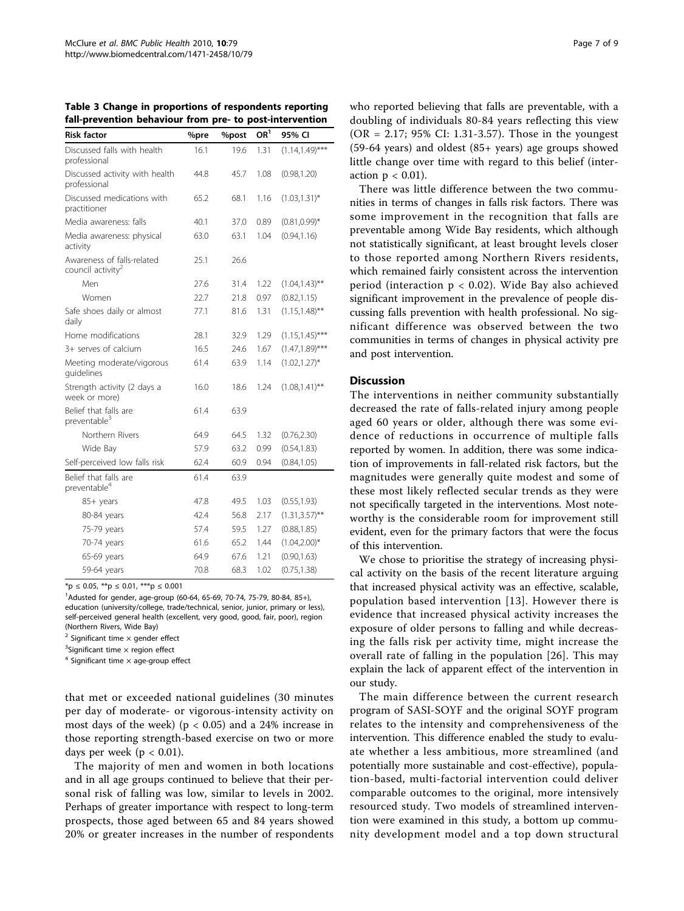**Table 3 Change in proportions of respondents reporting fall-prevention behaviour from pre- to post-intervention**

| Risk factor | %pre | %post | OR[1] | 95% CI |
|---|---|---|---|---|
| Discussed falls with health professional | 16.1 | 19.6 | 1.31 | (1.14,1.49)*** |
| Discussed activity with health professional | 44.8 | 45.7 | 1.08 | (0.98,1.20) |
| Discussed medications with practitioner | 65.2 | 68.1 | 1.16 | (1.03,1.31)* |
| Media awareness: falls | 40.1 | 37.0 | 0.89 | (0.81,0.99)* |
| Media awareness: physical activity | 63.0 | 63.1 | 1.04 | (0.94,1.16) |
| Awareness of falls-related council activity[2] | 25.1 | 26.6 | | |
| Men | 27.6 | 31.4 | 1.22 | (1.04,1.43)** |
| Women | 22.7 | 21.8 | 0.97 | (0.82,1.15) |
| Safe shoes daily or almost daily | 77.1 | 81.6 | 1.31 | (1.15,1.48)** |
| Home modifications | 28.1 | 32.9 | 1.29 | (1.15,1.45)*** |
| 3+ serves of calcium | 16.5 | 24.6 | 1.67 | (1.47,1.89)*** |
| Meeting moderate/vigorous guidelines | 61.4 | 63.9 | 1.14 | (1.02,1.27)* |
| Strength activity (2 days a week or more) | 16.0 | 18.6 | 1.24 | (1.08,1.41)** |
| Belief that falls are preventable[3] | 61.4 | 63.9 | | |
| Northern Rivers | 64.9 | 64.5 | 1.32 | (0.76,2.30) |
| Wide Bay | 57.9 | 63.2 | 0.99 | (0.54,1.83) |
| Self-perceived low falls risk | 62.4 | 60.9 | 0.94 | (0.84,1.05) |
| Belief that falls are preventable[4] | 61.4 | 63.9 | | |
| 85+ years | 47.8 | 49.5 | 1.03 | (0.55,1.93) |
| 80-84 years | 42.4 | 56.8 | 2.17 | (1.31,3.57)** |
| 75-79 years | 57.4 | 59.5 | 1.27 | (0.88,1.85) |
| 70-74 years | 61.6 | 65.2 | 1.44 | (1.04,2.00)* |
| 65-69 years | 64.9 | 67.6 | 1.21 | (0.90,1.63) |
| 59-64 years | 70.8 | 68.3 | 1.02 | (0.75,1.38) |

*p ≤ 0.05, **p ≤ 0.01, ***p ≤ 0.001

[1]Adusted for gender, age-group (60-64, 65-69, 70-74, 75-79, 80-84, 85+), education (university/college, trade/technical, senior, junior, primary or less), self-perceived general health (excellent, very good, good, fair, poor), region (Northern Rivers, Wide Bay)

[2] Significant time × gender effect

[3]Significant time × region effect

[4] Significant time × age-group effect

that met or exceeded national guidelines (30 minutes per day of moderate- or vigorous-intensity activity on most days of the week) ($p < 0.05$) and a 24% increase in those reporting strength-based exercise on two or more days per week ($p < 0.01$).

The majority of men and women in both locations and in all age groups continued to believe that their personal risk of falling was low, similar to levels in 2002. Perhaps of greater importance with respect to long-term prospects, those aged between 65 and 84 years showed 20% or greater increases in the number of respondents who reported believing that falls are preventable, with a doubling of individuals 80-84 years reflecting this view (OR = 2.17; 95% CI: 1.31-3.57). Those in the youngest (59-64 years) and oldest (85+ years) age groups showed little change over time with regard to this belief (interaction $p < 0.01$).

There was little difference between the two communities in terms of changes in falls risk factors. There was some improvement in the recognition that falls are preventable among Wide Bay residents, which although not statistically significant, at least brought levels closer to those reported among Northern Rivers residents, which remained fairly consistent across the intervention period (interaction $p < 0.02$). Wide Bay also achieved significant improvement in the prevalence of people discussing falls prevention with health professional. No significant difference was observed between the two communities in terms of changes in physical activity pre and post intervention.

## Discussion

The interventions in neither community substantially decreased the rate of falls-related injury among people aged 60 years or older, although there was some evidence of reductions in occurrence of multiple falls reported by women. In addition, there was some indication of improvements in fall-related risk factors, but the magnitudes were generally quite modest and some of these most likely reflected secular trends as they were not specifically targeted in the interventions. Most noteworthy is the considerable room for improvement still evident, even for the primary factors that were the focus of this intervention.

We chose to prioritise the strategy of increasing physical activity on the basis of the recent literature arguing that increased physical activity was an effective, scalable, population based intervention [13]. However there is evidence that increased physical activity increases the exposure of older persons to falling and while decreasing the falls risk per activity time, might increase the overall rate of falling in the population [26]. This may explain the lack of apparent effect of the intervention in our study.

The main difference between the current research program of SASI-SOYF and the original SOYF program relates to the intensity and comprehensiveness of the intervention. This difference enabled the study to evaluate whether a less ambitious, more streamlined (and potentially more sustainable and cost-effective), population-based, multi-factorial intervention could deliver comparable outcomes to the original, more intensively resourced study. Two models of streamlined intervention were examined in this study, a bottom up community development model and a top down structural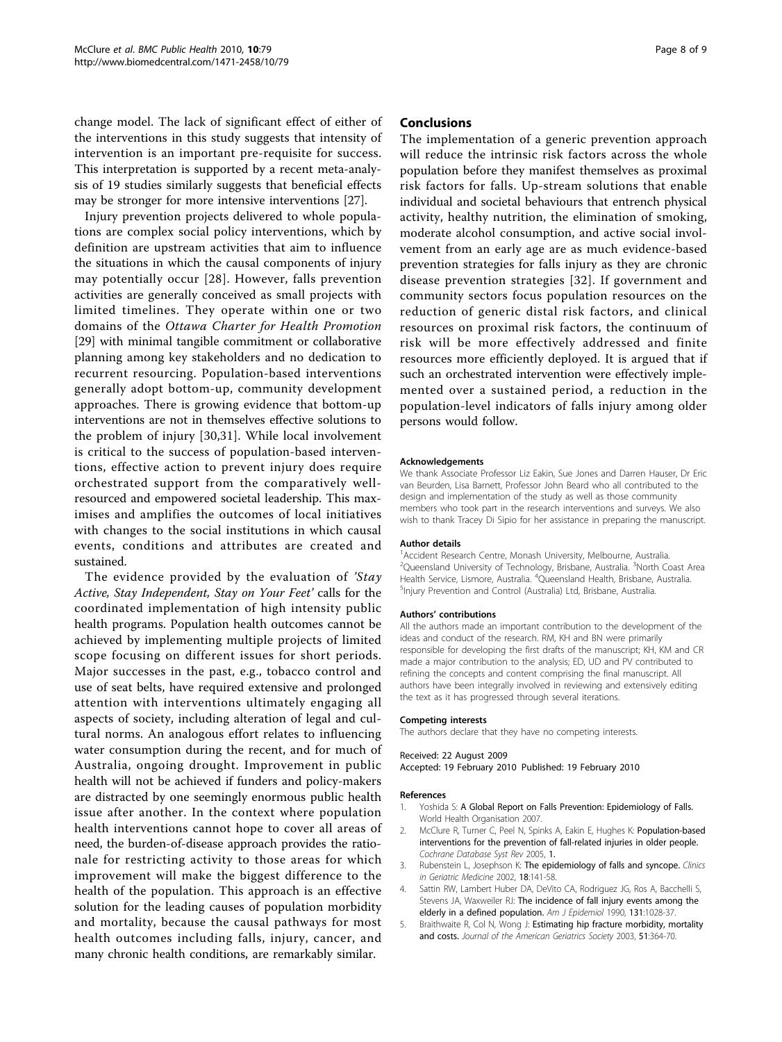change model. The lack of significant effect of either of the interventions in this study suggests that intensity of intervention is an important pre-requisite for success. This interpretation is supported by a recent meta-analysis of 19 studies similarly suggests that beneficial effects may be stronger for more intensive interventions [27].

Injury prevention projects delivered to whole populations are complex social policy interventions, which by definition are upstream activities that aim to influence the situations in which the causal components of injury may potentially occur [28]. However, falls prevention activities are generally conceived as small projects with limited timelines. They operate within one or two domains of the *Ottawa Charter for Health Promotion* [29] with minimal tangible commitment or collaborative planning among key stakeholders and no dedication to recurrent resourcing. Population-based interventions generally adopt bottom-up, community development approaches. There is growing evidence that bottom-up interventions are not in themselves effective solutions to the problem of injury [30,31]. While local involvement is critical to the success of population-based interventions, effective action to prevent injury does require orchestrated support from the comparatively well-resourced and empowered societal leadership. This maximises and amplifies the outcomes of local initiatives with changes to the social institutions in which causal events, conditions and attributes are created and sustained.

The evidence provided by the evaluation of *'Stay Active, Stay Independent, Stay on Your Feet'* calls for the coordinated implementation of high intensity public health programs. Population health outcomes cannot be achieved by implementing multiple projects of limited scope focusing on different issues for short periods. Major successes in the past, e.g., tobacco control and use of seat belts, have required extensive and prolonged attention with interventions ultimately engaging all aspects of society, including alteration of legal and cultural norms. An analogous effort relates to influencing water consumption during the recent, and for much of Australia, ongoing drought. Improvement in public health will not be achieved if funders and policy-makers are distracted by one seemingly enormous public health issue after another. In the context where population health interventions cannot hope to cover all areas of need, the burden-of-disease approach provides the rationale for restricting activity to those areas for which improvement will make the biggest difference to the health of the population. This approach is an effective solution for the leading causes of population morbidity and mortality, because the causal pathways for most health outcomes including falls, injury, cancer, and many chronic health conditions, are remarkably similar.

## Conclusions

The implementation of a generic prevention approach will reduce the intrinsic risk factors across the whole population before they manifest themselves as proximal risk factors for falls. Up-stream solutions that enable individual and societal behaviours that entrench physical activity, healthy nutrition, the elimination of smoking, moderate alcohol consumption, and active social involvement from an early age are as much evidence-based prevention strategies for falls injury as they are chronic disease prevention strategies [32]. If government and community sectors focus population resources on the reduction of generic distal risk factors, and clinical resources on proximal risk factors, the continuum of risk will be more effectively addressed and finite resources more efficiently deployed. It is argued that if such an orchestrated intervention were effectively implemented over a sustained period, a reduction in the population-level indicators of falls injury among older persons would follow.

#### Acknowledgements

We thank Associate Professor Liz Eakin, Sue Jones and Darren Hauser, Dr Eric van Beurden, Lisa Barnett, Professor John Beard who all contributed to the design and implementation of the study as well as those community members who took part in the research interventions and surveys. We also wish to thank Tracey Di Sipio for her assistance in preparing the manuscript.

#### Author details

[1]Accident Research Centre, Monash University, Melbourne, Australia. [2]Queensland University of Technology, Brisbane, Australia. [3]North Coast Area Health Service, Lismore, Australia. [4]Queensland Health, Brisbane, Australia. [5]Injury Prevention and Control (Australia) Ltd, Brisbane, Australia.

#### Authors' contributions

All the authors made an important contribution to the development of the ideas and conduct of the research. RM, KH and BN were primarily responsible for developing the first drafts of the manuscript; KH, KM and CR made a major contribution to the analysis; ED, UD and PV contributed to refining the concepts and content comprising the final manuscript. All authors have been integrally involved in reviewing and extensively editing the text as it has progressed through several iterations.

#### Competing interests

The authors declare that they have no competing interests.

Received: 22 August 2009
Accepted: 19 February 2010 Published: 19 February 2010

#### References

1. Yoshida S: **A Global Report on Falls Prevention: Epidemiology of Falls.** World Health Organisation 2007.
2. McClure R, Turner C, Peel N, Spinks A, Eakin E, Hughes K: **Population-based interventions for the prevention of fall-related injuries in older people.** *Cochrane Database Syst Rev* 2005, **1**.
3. Rubenstein L, Josephson K: **The epidemiology of falls and syncope.** *Clinics in Geriatric Medicine* 2002, **18**:141-58.
4. Sattin RW, Lambert Huber DA, DeVito CA, Rodriguez JG, Ros A, Bacchelli S, Stevens JA, Waxweiler RJ: **The incidence of fall injury events among the elderly in a defined population.** *Am J Epidemiol* 1990, **131**:1028-37.
5. Braithwaite R, Col N, Wong J: **Estimating hip fracture morbidity, mortality and costs.** *Journal of the American Geriatrics Society* 2003, **51**:364-70.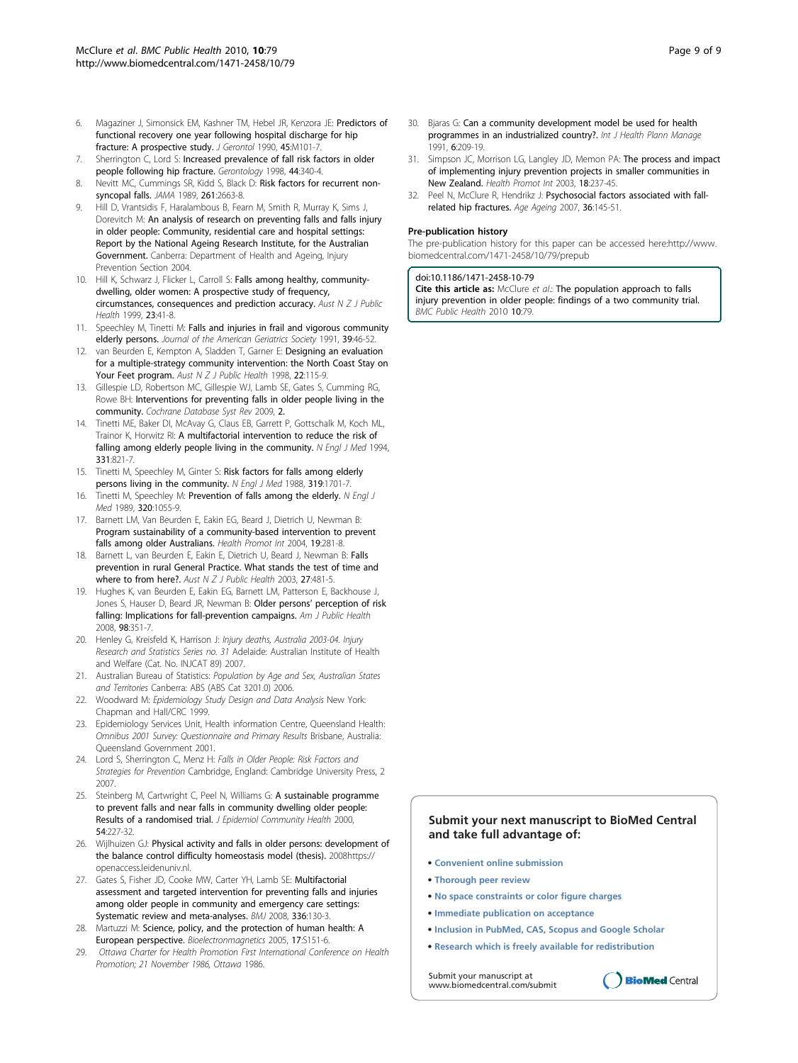6. Magaziner J, Simonsick EM, Kashner TM, Hebel JR, Kenzora JE: **Predictors of functional recovery one year following hospital discharge for hip fracture: A prospective study.** *J Gerontol* 1990, **45**:M101-7.
7. Sherrington C, Lord S: **Increased prevalence of fall risk factors in older people following hip fracture.** *Gerontology* 1998, **44**:340-4.
8. Nevitt MC, Cummings SR, Kidd S, Black D: **Risk factors for recurrent non-syncopal falls.** *JAMA* 1989, **261**:2663-8.
9. Hill D, Vrantsidis F, Haralambous B, Fearn M, Smith R, Murray K, Sims J, Dorevitch M: **An analysis of research on preventing falls and falls injury in older people: Community, residential care and hospital settings: Report by the National Ageing Research Institute, for the Australian Government.** Canberra: Department of Health and Ageing, Injury Prevention Section 2004.
10. Hill K, Schwarz J, Flicker L, Carroll S: **Falls among healthy, community-dwelling, older women: A prospective study of frequency, circumstances, consequences and prediction accuracy.** *Aust N Z J Public Health* 1999, **23**:41-8.
11. Speechley M, Tinetti M: **Falls and injuries in frail and vigorous community elderly persons.** *Journal of the American Geriatrics Society* 1991, **39**:46-52.
12. van Beurden E, Kempton A, Sladden T, Garner E: **Designing an evaluation for a multiple-strategy community intervention: the North Coast Stay on Your Feet program.** *Aust N Z J Public Health* 1998, **22**:115-9.
13. Gillespie LD, Robertson MC, Gillespie WJ, Lamb SE, Gates S, Cumming RG, Rowe BH: **Interventions for preventing falls in older people living in the community.** *Cochrane Database Syst Rev* 2009, **2**.
14. Tinetti ME, Baker DI, McAvay G, Claus EB, Garrett P, Gottschalk M, Koch ML, Trainor K, Horwitz RI: **A multifactorial intervention to reduce the risk of falling among elderly people living in the community.** *N Engl J Med* 1994, **331**:821-7.
15. Tinetti M, Speechley M, Ginter S: **Risk factors for falls among elderly persons living in the community.** *N Engl J Med* 1988, **319**:1701-7.
16. Tinetti M, Speechley M: **Prevention of falls among the elderly.** *N Engl J Med* 1989, **320**:1055-9.
17. Barnett LM, Van Beurden E, Eakin EG, Beard J, Dietrich U, Newman B: **Program sustainability of a community-based intervention to prevent falls among older Australians.** *Health Promot Int* 2004, **19**:281-8.
18. Barnett L, van Beurden E, Eakin E, Dietrich U, Beard J, Newman B: **Falls prevention in rural General Practice. What stands the test of time and where to from here?.** *Aust N Z J Public Health* 2003, **27**:481-5.
19. Hughes K, van Beurden E, Eakin EG, Barnett LM, Patterson E, Backhouse J, Jones S, Hauser D, Beard JR, Newman B: **Older persons' perception of risk falling: Implications for fall-prevention campaigns.** *Am J Public Health* 2008, **98**:351-7.
20. Henley G, Kreisfeld K, Harrison J: *Injury deaths, Australia 2003-04. Injury Research and Statistics Series no. 31* Adelaide: Australian Institute of Health and Welfare (Cat. No. INJCAT 89) 2007.
21. Australian Bureau of Statistics: *Population by Age and Sex, Australian States and Territories* Canberra: ABS (ABS Cat 3201.0) 2006.
22. Woodward M: *Epidemiology Study Design and Data Analysis* New York: Chapman and Hall/CRC 1999.
23. Epidemiology Services Unit, Health information Centre, Queensland Health: *Omnibus 2001 Survey: Questionnaire and Primary Results* Brisbane, Australia: Queensland Government 2001.
24. Lord S, Sherrington C, Menz H: *Falls in Older People: Risk Factors and Strategies for Prevention* Cambridge, England: Cambridge University Press, 2 2007.
25. Steinberg M, Cartwright C, Peel N, Williams G: **A sustainable programme to prevent falls and near falls in community dwelling older people: Results of a randomised trial.** *J Epidemiol Community Health* 2000, **54**:227-32.
26. Wijlhuizen GJ: **Physical activity and falls in older persons: development of the balance control difficulty homeostasis model (thesis).** 2008https://openaccess.leidenuniv.nl.
27. Gates S, Fisher JD, Cooke MW, Carter YH, Lamb SE: **Multifactorial assessment and targeted intervention for preventing falls and injuries among older people in community and emergency care settings: Systematic review and meta-analyses.** *BMJ* 2008, **336**:130-3.
28. Martuzzi M: **Science, policy, and the protection of human health: A European perspective.** *Bioelectronmagnetics* 2005, **17**:S151-6.
29. *Ottawa Charter for Health Promotion First International Conference on Health Promotion; 21 November 1986, Ottawa* 1986.
30. Bjaras G: **Can a community development model be used for health programmes in an industrialized country?.** *Int J Health Plann Manage* 1991, **6**:209-19.
31. Simpson JC, Morrison LG, Langley JD, Memon PA: **The process and impact of implementing injury prevention projects in smaller communities in New Zealand.** *Health Promot Int* 2003, **18**:237-45.
32. Peel N, McClure R, Hendrikz J: **Psychosocial factors associated with fall-related hip fractures.** *Age Ageing* 2007, **36**:145-51.

### Pre-publication history

The pre-publication history for this paper can be accessed here:http://www.biomedcentral.com/1471-2458/10/79/prepub

doi:10.1186/1471-2458-10-79

**Cite this article as:** McClure *et al.*: The population approach to falls injury prevention in older people: findings of a two community trial. *BMC Public Health* 2010 **10**:79.

**Submit your next manuscript to BioMed Central and take full advantage of:**

- Convenient online submission
- Thorough peer review
- No space constraints or color figure charges
- Immediate publication on acceptance
- Inclusion in PubMed, CAS, Scopus and Google Scholar
- Research which is freely available for redistribution

Submit your manuscript at www.biomedcentral.com/submit

BioMed Central